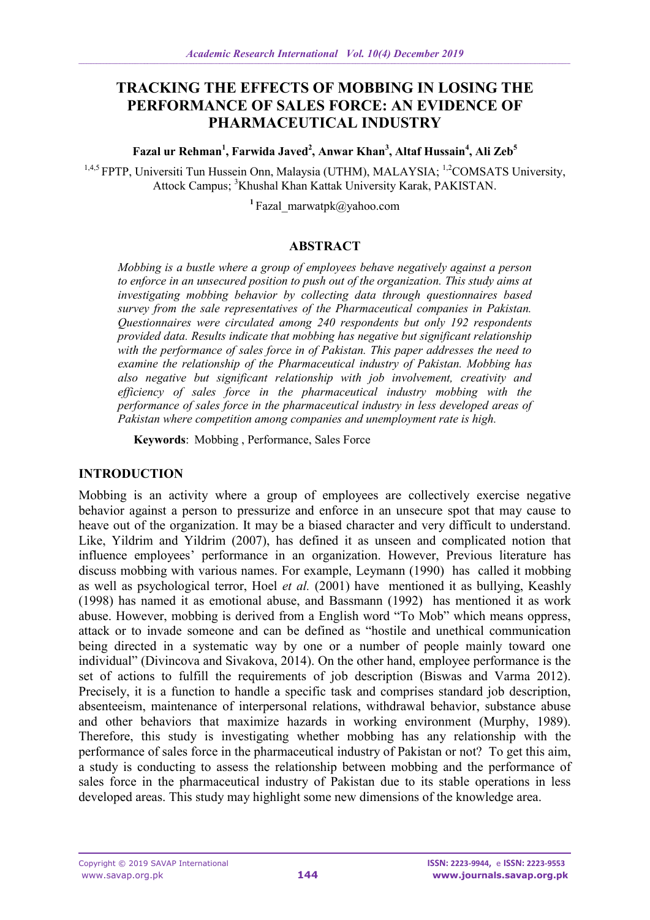# TRACKING THE EFFECTS OF MOBBING IN LOSING THE PERFORMANCE OF SALES FORCE: AN EVIDENCE OF PHARMACEUTICAL INDUSTRY

**Fazal ur Rehman[1], Farwida Javed[2], Anwar Khan[3], Altaf Hussain[4], Ali Zeb[5]**

[1,4,5] FPTP, Universiti Tun Hussein Onn, Malaysia (UTHM), MALAYSIA; [1,2]COMSATS University, Attock Campus; [3]Khushal Khan Kattak University Karak, PAKISTAN.

[1] Fazal_marwatpk@yahoo.com

## ABSTRACT

*Mobbing is a bustle where a group of employees behave negatively against a person to enforce in an unsecured position to push out of the organization. This study aims at investigating mobbing behavior by collecting data through questionnaires based survey from the sale representatives of the Pharmaceutical companies in Pakistan. Questionnaires were circulated among 240 respondents but only 192 respondents provided data. Results indicate that mobbing has negative but significant relationship with the performance of sales force in of Pakistan. This paper addresses the need to examine the relationship of the Pharmaceutical industry of Pakistan. Mobbing has also negative but significant relationship with job involvement, creativity and efficiency of sales force in the pharmaceutical industry mobbing with the performance of sales force in the pharmaceutical industry in less developed areas of Pakistan where competition among companies and unemployment rate is high.*

**Keywords**: Mobbing , Performance, Sales Force

## INTRODUCTION

Mobbing is an activity where a group of employees are collectively exercise negative behavior against a person to pressurize and enforce in an unsecure spot that may cause to heave out of the organization. It may be a biased character and very difficult to understand. Like, Yildrim and Yildrim (2007), has defined it as unseen and complicated notion that influence employees' performance in an organization. However, Previous literature has discuss mobbing with various names. For example, Leymann (1990) has called it mobbing as well as psychological terror, Hoel *et al.* (2001) have mentioned it as bullying, Keashly (1998) has named it as emotional abuse, and Bassmann (1992) has mentioned it as work abuse. However, mobbing is derived from a English word "To Mob" which means oppress, attack or to invade someone and can be defined as "hostile and unethical communication being directed in a systematic way by one or a number of people mainly toward one individual" (Divincova and Sivakova, 2014). On the other hand, employee performance is the set of actions to fulfill the requirements of job description (Biswas and Varma 2012). Precisely, it is a function to handle a specific task and comprises standard job description, absenteeism, maintenance of interpersonal relations, withdrawal behavior, substance abuse and other behaviors that maximize hazards in working environment (Murphy, 1989). Therefore, this study is investigating whether mobbing has any relationship with the performance of sales force in the pharmaceutical industry of Pakistan or not? To get this aim, a study is conducting to assess the relationship between mobbing and the performance of sales force in the pharmaceutical industry of Pakistan due to its stable operations in less developed areas. This study may highlight some new dimensions of the knowledge area.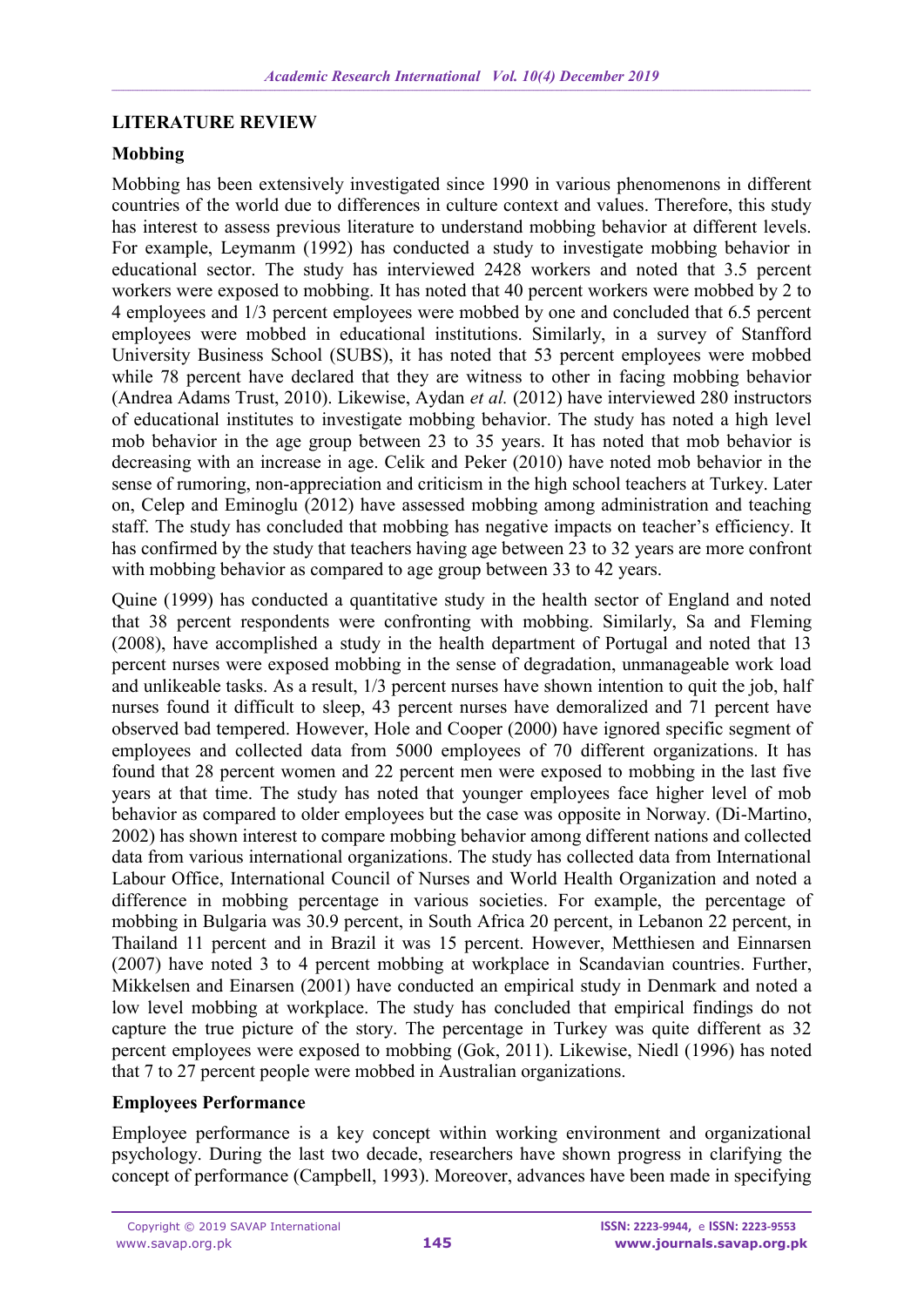## LITERATURE REVIEW

### Mobbing

Mobbing has been extensively investigated since 1990 in various phenomenons in different countries of the world due to differences in culture context and values. Therefore, this study has interest to assess previous literature to understand mobbing behavior at different levels. For example, Leymanm (1992) has conducted a study to investigate mobbing behavior in educational sector. The study has interviewed 2428 workers and noted that 3.5 percent workers were exposed to mobbing. It has noted that 40 percent workers were mobbed by 2 to 4 employees and 1/3 percent employees were mobbed by one and concluded that 6.5 percent employees were mobbed in educational institutions. Similarly, in a survey of Stanfford University Business School (SUBS), it has noted that 53 percent employees were mobbed while 78 percent have declared that they are witness to other in facing mobbing behavior (Andrea Adams Trust, 2010). Likewise, Aydan *et al.* (2012) have interviewed 280 instructors of educational institutes to investigate mobbing behavior. The study has noted a high level mob behavior in the age group between 23 to 35 years. It has noted that mob behavior is decreasing with an increase in age. Celik and Peker (2010) have noted mob behavior in the sense of rumoring, non-appreciation and criticism in the high school teachers at Turkey. Later on, Celep and Eminoglu (2012) have assessed mobbing among administration and teaching staff. The study has concluded that mobbing has negative impacts on teacher's efficiency. It has confirmed by the study that teachers having age between 23 to 32 years are more confront with mobbing behavior as compared to age group between 33 to 42 years.

Quine (1999) has conducted a quantitative study in the health sector of England and noted that 38 percent respondents were confronting with mobbing. Similarly, Sa and Fleming (2008), have accomplished a study in the health department of Portugal and noted that 13 percent nurses were exposed mobbing in the sense of degradation, unmanageable work load and unlikeable tasks. As a result, 1/3 percent nurses have shown intention to quit the job, half nurses found it difficult to sleep, 43 percent nurses have demoralized and 71 percent have observed bad tempered. However, Hole and Cooper (2000) have ignored specific segment of employees and collected data from 5000 employees of 70 different organizations. It has found that 28 percent women and 22 percent men were exposed to mobbing in the last five years at that time. The study has noted that younger employees face higher level of mob behavior as compared to older employees but the case was opposite in Norway. (Di-Martino, 2002) has shown interest to compare mobbing behavior among different nations and collected data from various international organizations. The study has collected data from International Labour Office, International Council of Nurses and World Health Organization and noted a difference in mobbing percentage in various societies. For example, the percentage of mobbing in Bulgaria was 30.9 percent, in South Africa 20 percent, in Lebanon 22 percent, in Thailand 11 percent and in Brazil it was 15 percent. However, Metthiesen and Einnarsen (2007) have noted 3 to 4 percent mobbing at workplace in Scandavian countries. Further, Mikkelsen and Einarsen (2001) have conducted an empirical study in Denmark and noted a low level mobbing at workplace. The study has concluded that empirical findings do not capture the true picture of the story. The percentage in Turkey was quite different as 32 percent employees were exposed to mobbing (Gok, 2011). Likewise, Niedl (1996) has noted that 7 to 27 percent people were mobbed in Australian organizations.

### Employees Performance

Employee performance is a key concept within working environment and organizational psychology. During the last two decade, researchers have shown progress in clarifying the concept of performance (Campbell, 1993). Moreover, advances have been made in specifying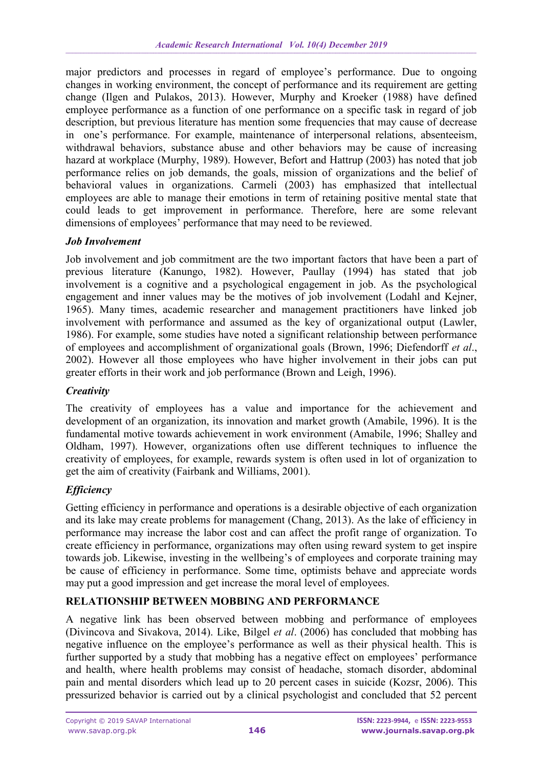major predictors and processes in regard of employee's performance. Due to ongoing changes in working environment, the concept of performance and its requirement are getting change (Ilgen and Pulakos, 2013). However, Murphy and Kroeker (1988) have defined employee performance as a function of one performance on a specific task in regard of job description, but previous literature has mention some frequencies that may cause of decrease in one's performance. For example, maintenance of interpersonal relations, absenteeism, withdrawal behaviors, substance abuse and other behaviors may be cause of increasing hazard at workplace (Murphy, 1989). However, Befort and Hattrup (2003) has noted that job performance relies on job demands, the goals, mission of organizations and the belief of behavioral values in organizations. Carmeli (2003) has emphasized that intellectual employees are able to manage their emotions in term of retaining positive mental state that could leads to get improvement in performance. Therefore, here are some relevant dimensions of employees' performance that may need to be reviewed.

### *Job Involvement*

Job involvement and job commitment are the two important factors that have been a part of previous literature (Kanungo, 1982). However, Paullay (1994) has stated that job involvement is a cognitive and a psychological engagement in job. As the psychological engagement and inner values may be the motives of job involvement (Lodahl and Kejner, 1965). Many times, academic researcher and management practitioners have linked job involvement with performance and assumed as the key of organizational output (Lawler, 1986). For example, some studies have noted a significant relationship between performance of employees and accomplishment of organizational goals (Brown, 1996; Diefendorff *et al*., 2002). However all those employees who have higher involvement in their jobs can put greater efforts in their work and job performance (Brown and Leigh, 1996).

### *Creativity*

The creativity of employees has a value and importance for the achievement and development of an organization, its innovation and market growth (Amabile, 1996). It is the fundamental motive towards achievement in work environment (Amabile, 1996; Shalley and Oldham, 1997). However, organizations often use different techniques to influence the creativity of employees, for example, rewards system is often used in lot of organization to get the aim of creativity (Fairbank and Williams, 2001).

### *Efficiency*

Getting efficiency in performance and operations is a desirable objective of each organization and its lake may create problems for management (Chang, 2013). As the lake of efficiency in performance may increase the labor cost and can affect the profit range of organization. To create efficiency in performance, organizations may often using reward system to get inspire towards job. Likewise, investing in the wellbeing's of employees and corporate training may be cause of efficiency in performance. Some time, optimists behave and appreciate words may put a good impression and get increase the moral level of employees.

## RELATIONSHIP BETWEEN MOBBING AND PERFORMANCE

A negative link has been observed between mobbing and performance of employees (Divincova and Sivakova, 2014). Like, Bilgel *et al*. (2006) has concluded that mobbing has negative influence on the employee's performance as well as their physical health. This is further supported by a study that mobbing has a negative effect on employees' performance and health, where health problems may consist of headache, stomach disorder, abdominal pain and mental disorders which lead up to 20 percent cases in suicide (Kozsr, 2006). This pressurized behavior is carried out by a clinical psychologist and concluded that 52 percent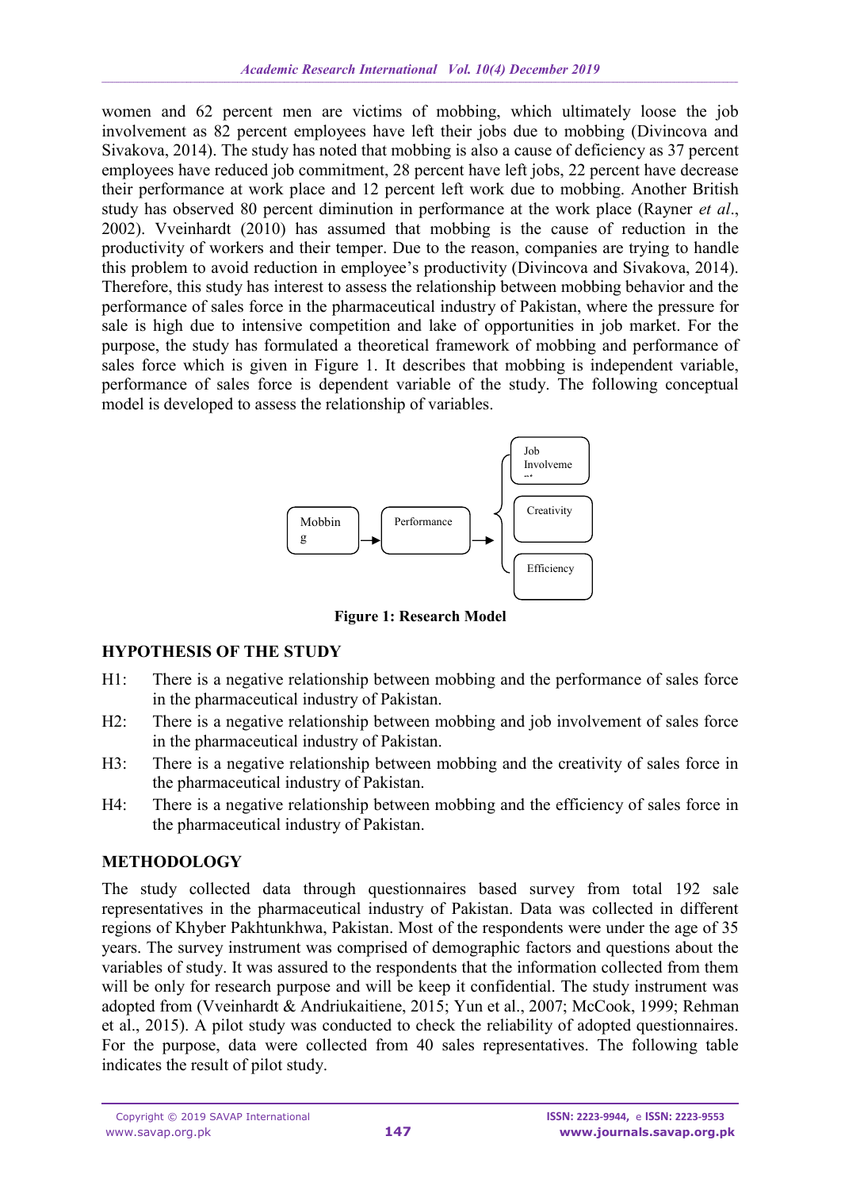women and 62 percent men are victims of mobbing, which ultimately loose the job involvement as 82 percent employees have left their jobs due to mobbing (Divincova and Sivakova, 2014). The study has noted that mobbing is also a cause of deficiency as 37 percent employees have reduced job commitment, 28 percent have left jobs, 22 percent have decrease their performance at work place and 12 percent left work due to mobbing. Another British study has observed 80 percent diminution in performance at the work place (Rayner *et al*., 2002). Vveinhardt (2010) has assumed that mobbing is the cause of reduction in the productivity of workers and their temper. Due to the reason, companies are trying to handle this problem to avoid reduction in employee's productivity (Divincova and Sivakova, 2014). Therefore, this study has interest to assess the relationship between mobbing behavior and the performance of sales force in the pharmaceutical industry of Pakistan, where the pressure for sale is high due to intensive competition and lake of opportunities in job market. For the purpose, the study has formulated a theoretical framework of mobbing and performance of sales force which is given in Figure 1. It describes that mobbing is independent variable, performance of sales force is dependent variable of the study. The following conceptual model is developed to assess the relationship of variables.

Mobbing → Performance → { Job Involvement, Creativity, Efficiency }

**Figure 1: Research Model**

## HYPOTHESIS OF THE STUDY

- H1: There is a negative relationship between mobbing and the performance of sales force in the pharmaceutical industry of Pakistan.
- H2: There is a negative relationship between mobbing and job involvement of sales force in the pharmaceutical industry of Pakistan.
- H3: There is a negative relationship between mobbing and the creativity of sales force in the pharmaceutical industry of Pakistan.
- H4: There is a negative relationship between mobbing and the efficiency of sales force in the pharmaceutical industry of Pakistan.

## METHODOLOGY

The study collected data through questionnaires based survey from total 192 sale representatives in the pharmaceutical industry of Pakistan. Data was collected in different regions of Khyber Pakhtunkhwa, Pakistan. Most of the respondents were under the age of 35 years. The survey instrument was comprised of demographic factors and questions about the variables of study. It was assured to the respondents that the information collected from them will be only for research purpose and will be keep it confidential. The study instrument was adopted from (Vveinhardt & Andriukaitiene, 2015; Yun et al., 2007; McCook, 1999; Rehman et al., 2015). A pilot study was conducted to check the reliability of adopted questionnaires. For the purpose, data were collected from 40 sales representatives. The following table indicates the result of pilot study.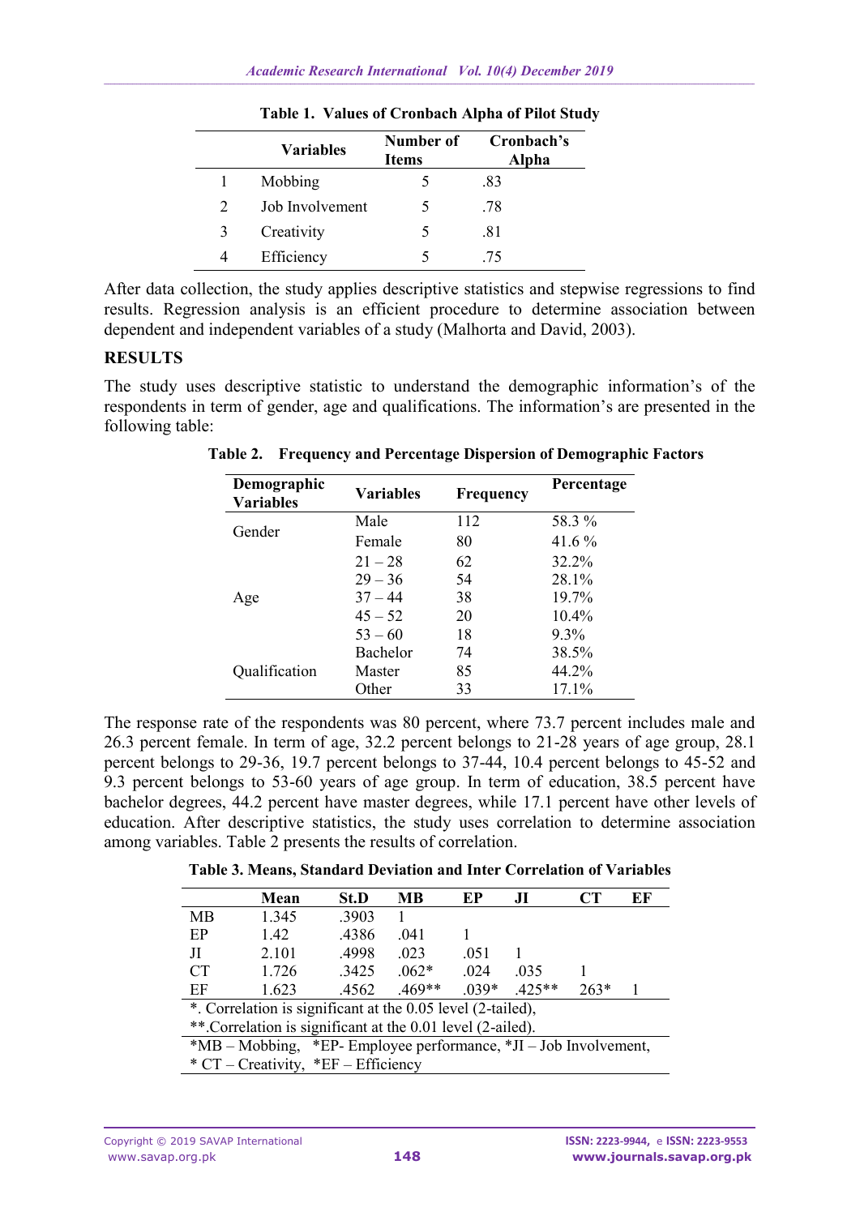**Table 1. Values of Cronbach Alpha of Pilot Study**

| | Variables | Number of Items | Cronbach's Alpha |
|---|---|---|---|
| 1 | Mobbing | 5 | .83 |
| 2 | Job Involvement | 5 | .78 |
| 3 | Creativity | 5 | .81 |
| 4 | Efficiency | 5 | .75 |

After data collection, the study applies descriptive statistics and stepwise regressions to find results. Regression analysis is an efficient procedure to determine association between dependent and independent variables of a study (Malhorta and David, 2003).

## RESULTS

The study uses descriptive statistic to understand the demographic information's of the respondents in term of gender, age and qualifications. The information's are presented in the following table:

**Table 2. Frequency and Percentage Dispersion of Demographic Factors**

| Demographic Variables | Variables | Frequency | Percentage |
|---|---|---|---|
| Gender | Male | 112 | 58.3 % |
| | Female | 80 | 41.6 % |
| Age | 21 – 28 | 62 | 32.2% |
| | 29 – 36 | 54 | 28.1% |
| | 37 – 44 | 38 | 19.7% |
| | 45 – 52 | 20 | 10.4% |
| | 53 – 60 | 18 | 9.3% |
| Qualification | Bachelor | 74 | 38.5% |
| | Master | 85 | 44.2% |
| | Other | 33 | 17.1% |

The response rate of the respondents was 80 percent, where 73.7 percent includes male and 26.3 percent female. In term of age, 32.2 percent belongs to 21-28 years of age group, 28.1 percent belongs to 29-36, 19.7 percent belongs to 37-44, 10.4 percent belongs to 45-52 and 9.3 percent belongs to 53-60 years of age group. In term of education, 38.5 percent have bachelor degrees, 44.2 percent have master degrees, while 17.1 percent have other levels of education. After descriptive statistics, the study uses correlation to determine association among variables. Table 2 presents the results of correlation.

**Table 3. Means, Standard Deviation and Inter Correlation of Variables**

| | Mean | St.D | MB | EP | JI | CT | EF |
|---|---|---|---|---|---|---|---|
| MB | 1.345 | .3903 | 1 | | | | |
| EP | 1.42 | .4386 | .041 | 1 | | | |
| JI | 2.101 | .4998 | .023 | .051 | 1 | | |
| CT | 1.726 | .3425 | .062* | .024 | .035 | 1 | |
| EF | 1.623 | .4562 | .469** | .039* | .425** | 263* | 1 |

*. Correlation is significant at the 0.05 level (2-tailed),
**.Correlation is significant at the 0.01 level (2-ailed).
*MB – Mobbing, *EP- Employee performance, *JI – Job Involvement,
* CT – Creativity, *EF – Efficiency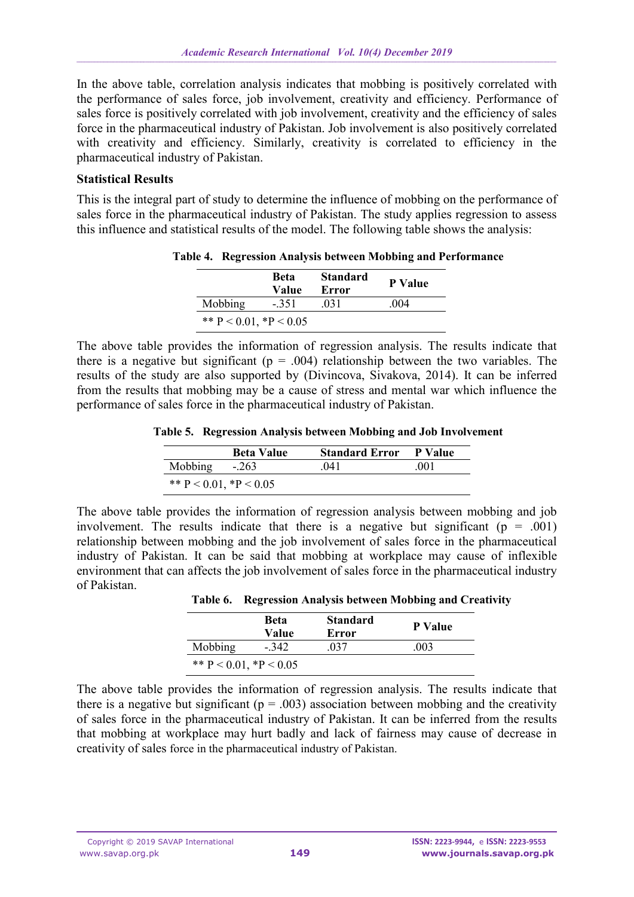In the above table, correlation analysis indicates that mobbing is positively correlated with the performance of sales force, job involvement, creativity and efficiency. Performance of sales force is positively correlated with job involvement, creativity and the efficiency of sales force in the pharmaceutical industry of Pakistan. Job involvement is also positively correlated with creativity and efficiency. Similarly, creativity is correlated to efficiency in the pharmaceutical industry of Pakistan.

**Statistical Results**

This is the integral part of study to determine the influence of mobbing on the performance of sales force in the pharmaceutical industry of Pakistan. The study applies regression to assess this influence and statistical results of the model. The following table shows the analysis:

**Table 4. Regression Analysis between Mobbing and Performance**

| | Beta Value | Standard Error | P Value |
|---|---|---|---|
| Mobbing | -.351 | .031 | .004 |
| ** P < 0.01, *P < 0.05 | | | |

The above table provides the information of regression analysis. The results indicate that there is a negative but significant (p = .004) relationship between the two variables. The results of the study are also supported by (Divincova, Sivakova, 2014). It can be inferred from the results that mobbing may be a cause of stress and mental war which influence the performance of sales force in the pharmaceutical industry of Pakistan.

**Table 5. Regression Analysis between Mobbing and Job Involvement**

| | Beta Value | Standard Error | P Value |
|---|---|---|---|
| Mobbing | -.263 | .041 | .001 |
| ** P < 0.01, *P < 0.05 | | | |

The above table provides the information of regression analysis between mobbing and job involvement. The results indicate that there is a negative but significant (p = .001) relationship between mobbing and the job involvement of sales force in the pharmaceutical industry of Pakistan. It can be said that mobbing at workplace may cause of inflexible environment that can affects the job involvement of sales force in the pharmaceutical industry of Pakistan.

**Table 6. Regression Analysis between Mobbing and Creativity**

| | Beta Value | Standard Error | P Value |
|---|---|---|---|
| Mobbing | -.342 | .037 | .003 |
| ** P < 0.01, *P < 0.05 | | | |

The above table provides the information of regression analysis. The results indicate that there is a negative but significant (p = .003) association between mobbing and the creativity of sales force in the pharmaceutical industry of Pakistan. It can be inferred from the results that mobbing at workplace may hurt badly and lack of fairness may cause of decrease in creativity of sales force in the pharmaceutical industry of Pakistan.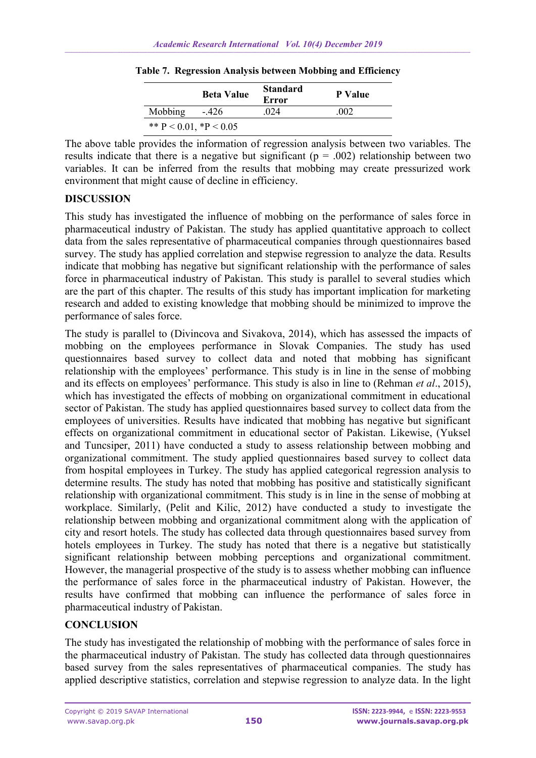**Table 7. Regression Analysis between Mobbing and Efficiency**

| | Beta Value | Standard Error | P Value |
|---|---|---|---|
| Mobbing | -.426 | .024 | .002 |
| ** P < 0.01, *P < 0.05 | | | |

The above table provides the information of regression analysis between two variables. The results indicate that there is a negative but significant ($p = .002$) relationship between two variables. It can be inferred from the results that mobbing may create pressurized work environment that might cause of decline in efficiency.

## DISCUSSION

This study has investigated the influence of mobbing on the performance of sales force in pharmaceutical industry of Pakistan. The study has applied quantitative approach to collect data from the sales representative of pharmaceutical companies through questionnaires based survey. The study has applied correlation and stepwise regression to analyze the data. Results indicate that mobbing has negative but significant relationship with the performance of sales force in pharmaceutical industry of Pakistan. This study is parallel to several studies which are the part of this chapter. The results of this study has important implication for marketing research and added to existing knowledge that mobbing should be minimized to improve the performance of sales force.

The study is parallel to (Divincova and Sivakova, 2014), which has assessed the impacts of mobbing on the employees performance in Slovak Companies. The study has used questionnaires based survey to collect data and noted that mobbing has significant relationship with the employees' performance. This study is in line in the sense of mobbing and its effects on employees' performance. This study is also in line to (Rehman *et al*., 2015), which has investigated the effects of mobbing on organizational commitment in educational sector of Pakistan. The study has applied questionnaires based survey to collect data from the employees of universities. Results have indicated that mobbing has negative but significant effects on organizational commitment in educational sector of Pakistan. Likewise, (Yuksel and Tuncsiper, 2011) have conducted a study to assess relationship between mobbing and organizational commitment. The study applied questionnaires based survey to collect data from hospital employees in Turkey. The study has applied categorical regression analysis to determine results. The study has noted that mobbing has positive and statistically significant relationship with organizational commitment. This study is in line in the sense of mobbing at workplace. Similarly, (Pelit and Kilic, 2012) have conducted a study to investigate the relationship between mobbing and organizational commitment along with the application of city and resort hotels. The study has collected data through questionnaires based survey from hotels employees in Turkey. The study has noted that there is a negative but statistically significant relationship between mobbing perceptions and organizational commitment. However, the managerial prospective of the study is to assess whether mobbing can influence the performance of sales force in the pharmaceutical industry of Pakistan. However, the results have confirmed that mobbing can influence the performance of sales force in pharmaceutical industry of Pakistan.

## CONCLUSION

The study has investigated the relationship of mobbing with the performance of sales force in the pharmaceutical industry of Pakistan. The study has collected data through questionnaires based survey from the sales representatives of pharmaceutical companies. The study has applied descriptive statistics, correlation and stepwise regression to analyze data. In the light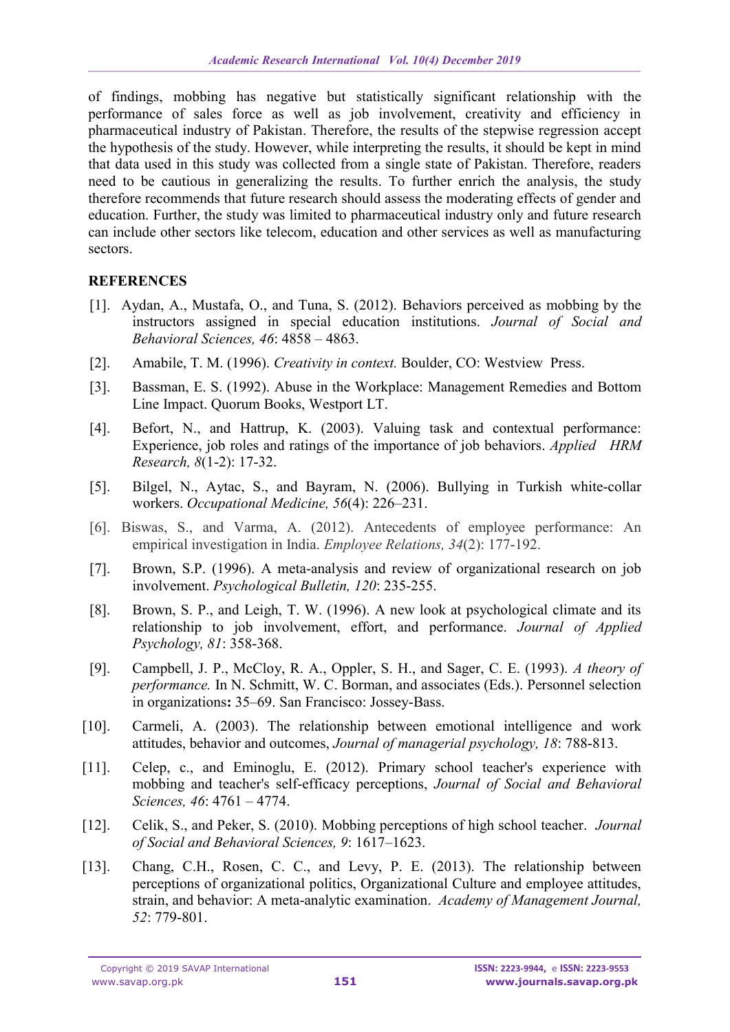of findings, mobbing has negative but statistically significant relationship with the performance of sales force as well as job involvement, creativity and efficiency in pharmaceutical industry of Pakistan. Therefore, the results of the stepwise regression accept the hypothesis of the study. However, while interpreting the results, it should be kept in mind that data used in this study was collected from a single state of Pakistan. Therefore, readers need to be cautious in generalizing the results. To further enrich the analysis, the study therefore recommends that future research should assess the moderating effects of gender and education. Further, the study was limited to pharmaceutical industry only and future research can include other sectors like telecom, education and other services as well as manufacturing sectors.

## REFERENCES

[1]. Aydan, A., Mustafa, O., and Tuna, S. (2012). Behaviors perceived as mobbing by the instructors assigned in special education institutions. *Journal of Social and Behavioral Sciences, 46*: 4858 – 4863.

[2]. Amabile, T. M. (1996). *Creativity in context.* Boulder, CO: Westview Press.

[3]. Bassman, E. S. (1992). Abuse in the Workplace: Management Remedies and Bottom Line Impact. Quorum Books, Westport LT.

[4]. Befort, N., and Hattrup, K. (2003). Valuing task and contextual performance: Experience, job roles and ratings of the importance of job behaviors. *Applied HRM Research, 8*(1-2): 17-32.

[5]. Bilgel, N., Aytac, S., and Bayram, N. (2006). Bullying in Turkish white-collar workers. *Occupational Medicine, 56*(4): 226–231.

[6]. Biswas, S., and Varma, A. (2012). Antecedents of employee performance: An empirical investigation in India. *Employee Relations, 34*(2): 177-192.

[7]. Brown, S.P. (1996). A meta-analysis and review of organizational research on job involvement. *Psychological Bulletin, 120*: 235-255.

[8]. Brown, S. P., and Leigh, T. W. (1996). A new look at psychological climate and its relationship to job involvement, effort, and performance. *Journal of Applied Psychology, 81*: 358-368.

[9]. Campbell, J. P., McCloy, R. A., Oppler, S. H., and Sager, C. E. (1993). *A theory of performance.* In N. Schmitt, W. C. Borman, and associates (Eds.). Personnel selection in organizations**:** 35–69. San Francisco: Jossey-Bass.

[10]. Carmeli, A. (2003). The relationship between emotional intelligence and work attitudes, behavior and outcomes, *Journal of managerial psychology, 18*: 788-813.

[11]. Celep, c., and Eminoglu, E. (2012). Primary school teacher's experience with mobbing and teacher's self-efficacy perceptions, *Journal of Social and Behavioral Sciences, 46*: 4761 – 4774.

[12]. Celik, S., and Peker, S. (2010). Mobbing perceptions of high school teacher. *Journal of Social and Behavioral Sciences, 9*: 1617–1623.

[13]. Chang, C.H., Rosen, C. C., and Levy, P. E. (2013). The relationship between perceptions of organizational politics, Organizational Culture and employee attitudes, strain, and behavior: A meta-analytic examination. *Academy of Management Journal, 52*: 779-801.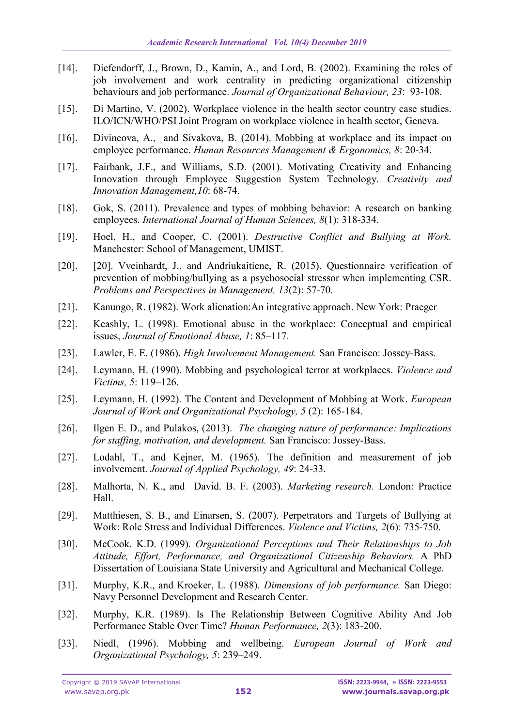[14]. Diefendorff, J., Brown, D., Kamin, A., and Lord, B. (2002). Examining the roles of job involvement and work centrality in predicting organizational citizenship behaviours and job performance. *Journal of Organizational Behaviour, 23*: 93-108.

[15]. Di Martino, V. (2002). Workplace violence in the health sector country case studies. ILO/ICN/WHO/PSI Joint Program on workplace violence in health sector, Geneva.

[16]. Divincova, A., and Sivakova, B. (2014). Mobbing at workplace and its impact on employee performance. *Human Resources Management & Ergonomics, 8*: 20-34.

[17]. Fairbank, J.F., and Williams, S.D. (2001). Motivating Creativity and Enhancing Innovation through Employee Suggestion System Technology. *Creativity and Innovation Management,10*: 68-74.

[18]. Gok, S. (2011). Prevalence and types of mobbing behavior: A research on banking employees. *International Journal of Human Sciences, 8*(1): 318-334.

[19]. Hoel, H., and Cooper, C. (2001). *Destructive Conflict and Bullying at Work.* Manchester: School of Management, UMIST.

[20]. [20]. Vveinhardt, J., and Andriukaitiene, R. (2015). Questionnaire verification of prevention of mobbing/bullying as a psychosocial stressor when implementing CSR. *Problems and Perspectives in Management, 13*(2): 57-70.

[21]. Kanungo, R. (1982). Work alienation:An integrative approach. New York: Praeger

[22]. Keashly, L. (1998). Emotional abuse in the workplace: Conceptual and empirical issues, *Journal of Emotional Abuse, 1*: 85–117.

[23]. Lawler, E. E. (1986). *High Involvement Management.* San Francisco: Jossey-Bass.

[24]. Leymann, H. (1990). Mobbing and psychological terror at workplaces. *Violence and Victims, 5*: 119–126.

[25]. Leymann, H. (1992). The Content and Development of Mobbing at Work. *European Journal of Work and Organizational Psychology, 5* (2): 165-184.

[26]. Ilgen E. D., and Pulakos, (2013). *The changing nature of performance: Implications for staffing, motivation, and development.* San Francisco: Jossey-Bass.

[27]. Lodahl, T., and Kejner, M. (1965). The definition and measurement of job involvement. *Journal of Applied Psychology, 49*: 24-33.

[28]. Malhorta, N. K., and David. B. F. (2003). *Marketing research.* London: Practice Hall.

[29]. Matthiesen, S. B., and Einarsen, S. (2007). Perpetrators and Targets of Bullying at Work: Role Stress and Individual Differences. *Violence and Victims, 2*(6): 735-750.

[30]. McCook. K.D. (1999). *Organizational Perceptions and Their Relationships to Job Attitude, Effort, Performance, and Organizational Citizenship Behaviors.* A PhD Dissertation of Louisiana State University and Agricultural and Mechanical College.

[31]. Murphy, K.R., and Kroeker, L. (1988). *Dimensions of job performance.* San Diego: Navy Personnel Development and Research Center.

[32]. Murphy, K.R. (1989). Is The Relationship Between Cognitive Ability And Job Performance Stable Over Time? *Human Performance, 2*(3): 183-200.

[33]. Niedl, (1996). Mobbing and wellbeing. *European Journal of Work and Organizational Psychology, 5*: 239–249.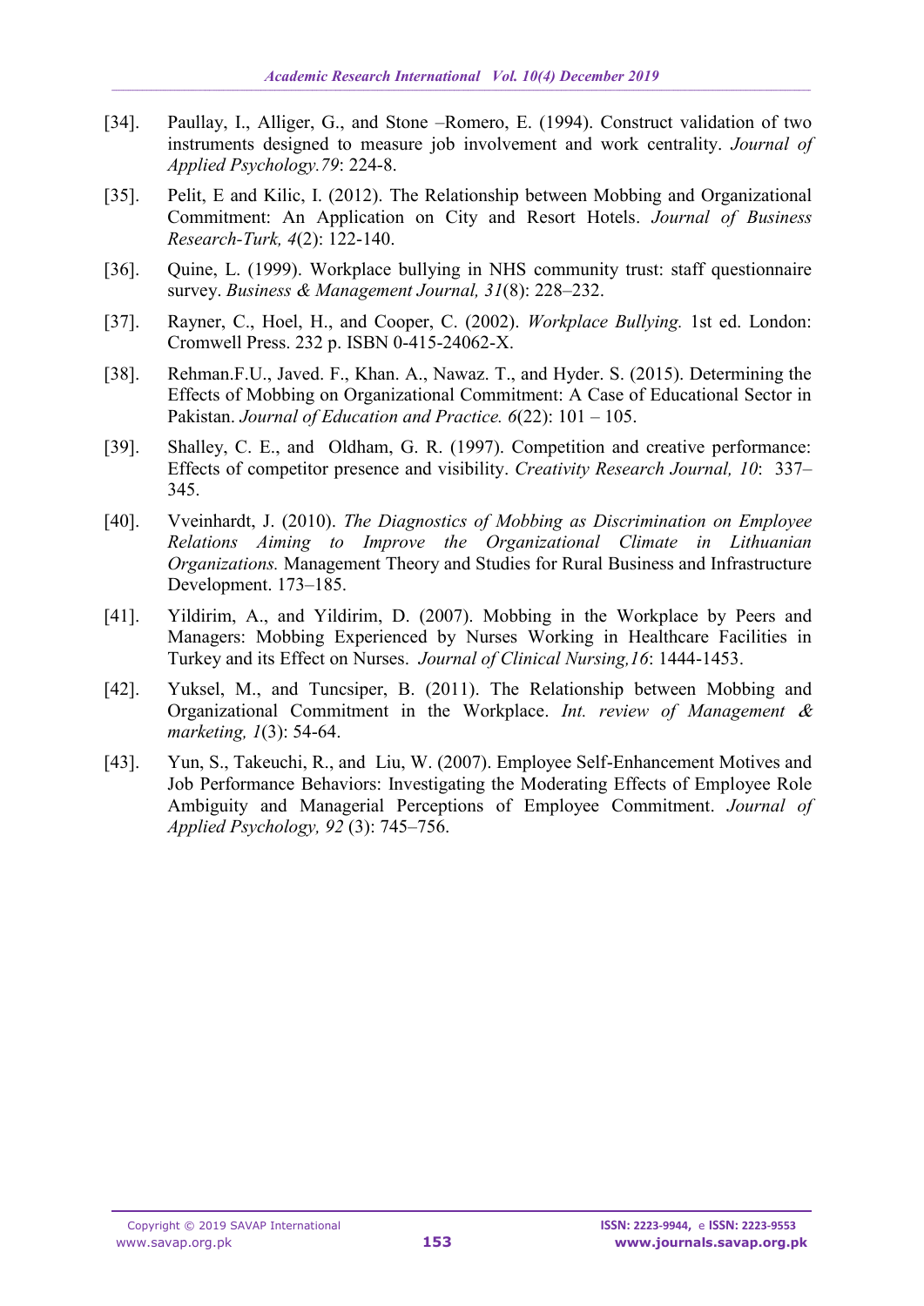[34]. Paullay, I., Alliger, G., and Stone –Romero, E. (1994). Construct validation of two instruments designed to measure job involvement and work centrality. *Journal of Applied Psychology.79*: 224-8.

[35]. Pelit, E and Kilic, I. (2012). The Relationship between Mobbing and Organizational Commitment: An Application on City and Resort Hotels. *Journal of Business Research-Turk, 4*(2): 122-140.

[36]. Quine, L. (1999). Workplace bullying in NHS community trust: staff questionnaire survey. *Business & Management Journal, 31*(8): 228–232.

[37]. Rayner, C., Hoel, H., and Cooper, C. (2002). *Workplace Bullying.* 1st ed. London: Cromwell Press. 232 p. ISBN 0-415-24062-X.

[38]. Rehman.F.U., Javed. F., Khan. A., Nawaz. T., and Hyder. S. (2015). Determining the Effects of Mobbing on Organizational Commitment: A Case of Educational Sector in Pakistan. *Journal of Education and Practice. 6*(22): 101 – 105.

[39]. Shalley, C. E., and Oldham, G. R. (1997). Competition and creative performance: Effects of competitor presence and visibility. *Creativity Research Journal, 10*: 337–345.

[40]. Vveinhardt, J. (2010). *The Diagnostics of Mobbing as Discrimination on Employee Relations Aiming to Improve the Organizational Climate in Lithuanian Organizations.* Management Theory and Studies for Rural Business and Infrastructure Development. 173–185.

[41]. Yildirim, A., and Yildirim, D. (2007). Mobbing in the Workplace by Peers and Managers: Mobbing Experienced by Nurses Working in Healthcare Facilities in Turkey and its Effect on Nurses. *Journal of Clinical Nursing,16*: 1444-1453.

[42]. Yuksel, M., and Tuncsiper, B. (2011). The Relationship between Mobbing and Organizational Commitment in the Workplace. *Int. review of Management & marketing, 1*(3): 54-64.

[43]. Yun, S., Takeuchi, R., and Liu, W. (2007). Employee Self-Enhancement Motives and Job Performance Behaviors: Investigating the Moderating Effects of Employee Role Ambiguity and Managerial Perceptions of Employee Commitment. *Journal of Applied Psychology, 92* (3): 745–756.